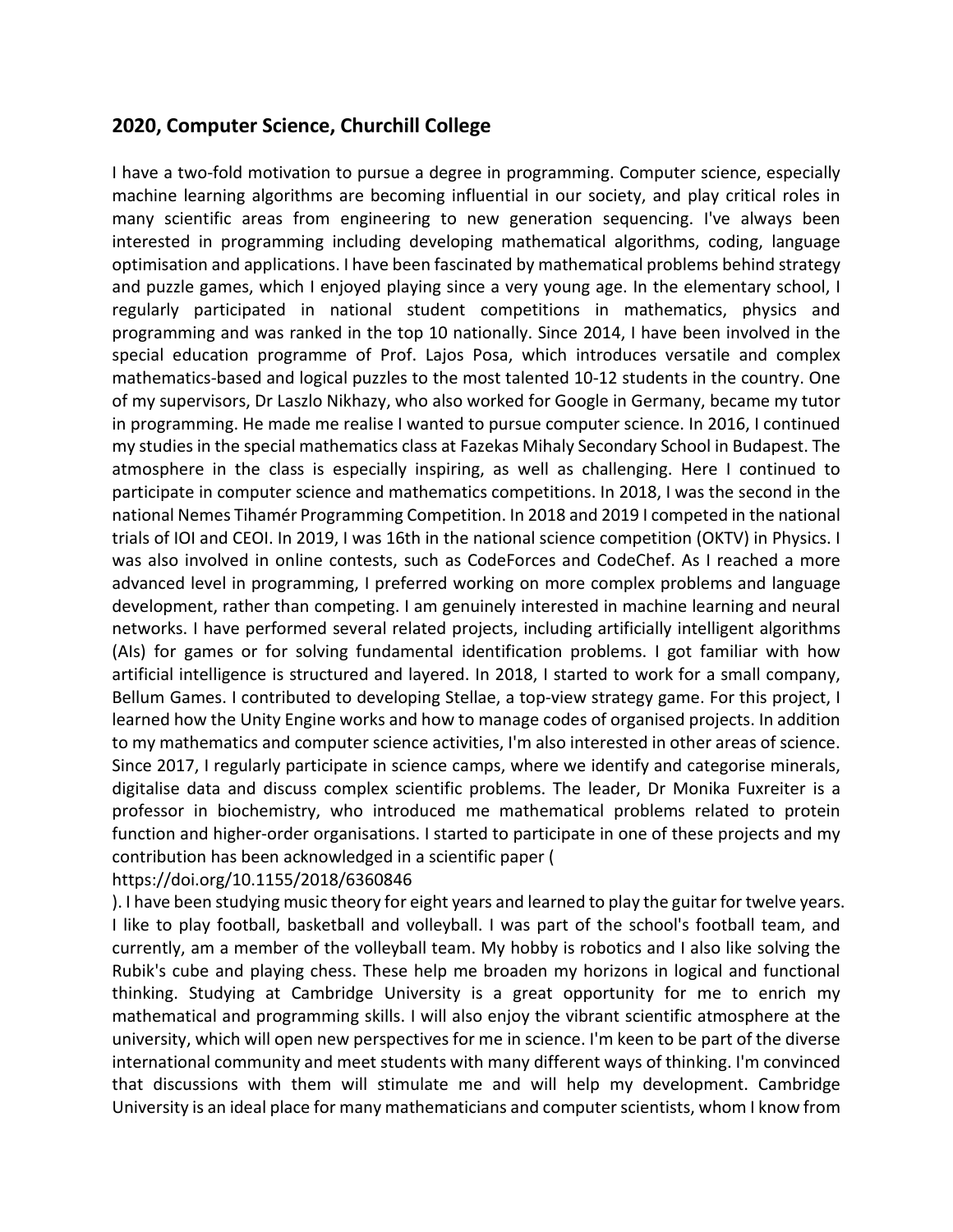## 2020, Computer Science, Churchill College

I have a two-fold motivation to pursue a degree in programming. Computer science, especially machine learning algorithms are becoming influential in our society, and play critical roles in many scientific areas from engineering to new generation sequencing. I've always been interested in programming including developing mathematical algorithms, coding, language optimisation and applications. I have been fascinated by mathematical problems behind strategy and puzzle games, which I enjoyed playing since a very young age. In the elementary school, I regularly participated in national student competitions in mathematics, physics and programming and was ranked in the top 10 nationally. Since 2014, I have been involved in the special education programme of Prof. Lajos Posa, which introduces versatile and complex mathematics-based and logical puzzles to the most talented 10-12 students in the country. One of my supervisors, Dr Laszlo Nikhazy, who also worked for Google in Germany, became my tutor in programming. He made me realise I wanted to pursue computer science. In 2016, I continued my studies in the special mathematics class at Fazekas Mihaly Secondary School in Budapest. The atmosphere in the class is especially inspiring, as well as challenging. Here I continued to participate in computer science and mathematics competitions. In 2018, I was the second in the national Nemes Tihamér Programming Competition. In 2018 and 2019 I competed in the national trials of IOI and CEOI. In 2019, I was 16th in the national science competition (OKTV) in Physics. I was also involved in online contests, such as CodeForces and CodeChef. As I reached a more advanced level in programming, I preferred working on more complex problems and language development, rather than competing. I am genuinely interested in machine learning and neural networks. I have performed several related projects, including artificially intelligent algorithms (AIs) for games or for solving fundamental identification problems. I got familiar with how artificial intelligence is structured and layered. In 2018, I started to work for a small company, Bellum Games. I contributed to developing Stellae, a top-view strategy game. For this project, I learned how the Unity Engine works and how to manage codes of organised projects. In addition to my mathematics and computer science activities, I'm also interested in other areas of science. Since 2017, I regularly participate in science camps, where we identify and categorise minerals, digitalise data and discuss complex scientific problems. The leader, Dr Monika Fuxreiter is a professor in biochemistry, who introduced me mathematical problems related to protein function and higher-order organisations. I started to participate in one of these projects and my contribution has been acknowledged in a scientific paper (
https://doi.org/10.1155/2018/6360846
). I have been studying music theory for eight years and learned to play the guitar for twelve years. I like to play football, basketball and volleyball. I was part of the school's football team, and currently, am a member of the volleyball team. My hobby is robotics and I also like solving the Rubik's cube and playing chess. These help me broaden my horizons in logical and functional thinking. Studying at Cambridge University is a great opportunity for me to enrich my mathematical and programming skills. I will also enjoy the vibrant scientific atmosphere at the university, which will open new perspectives for me in science. I'm keen to be part of the diverse international community and meet students with many different ways of thinking. I'm convinced that discussions with them will stimulate me and will help my development. Cambridge University is an ideal place for many mathematicians and computer scientists, whom I know from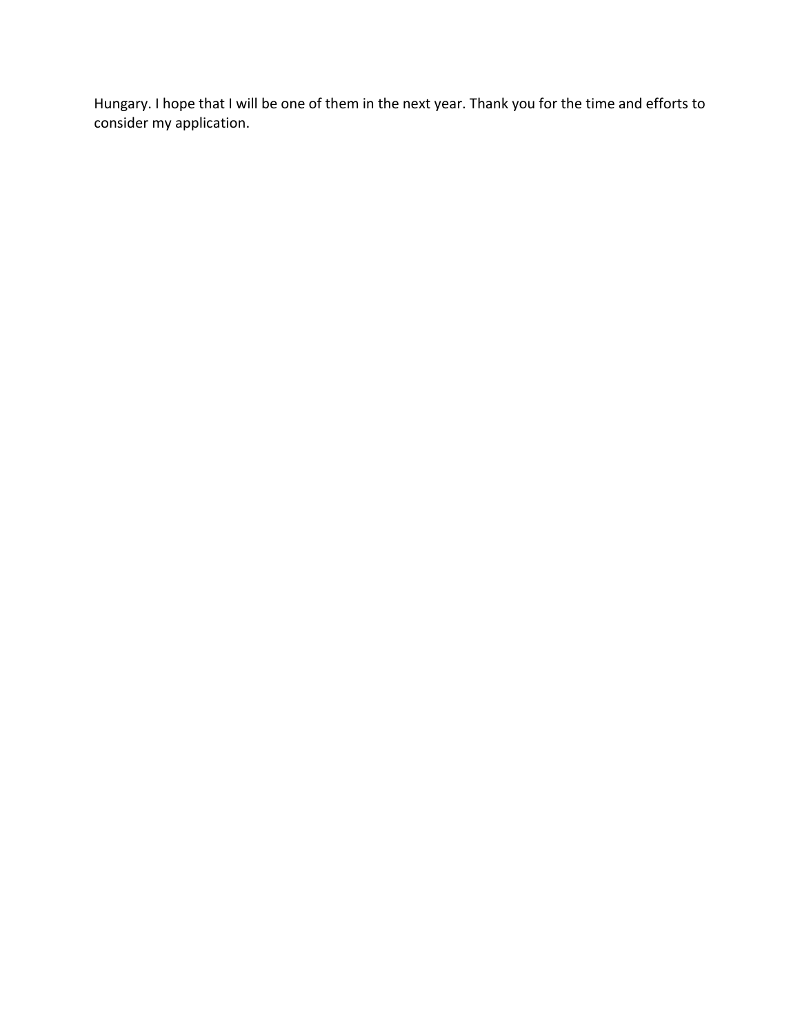Hungary. I hope that I will be one of them in the next year. Thank you for the time and efforts to consider my application.